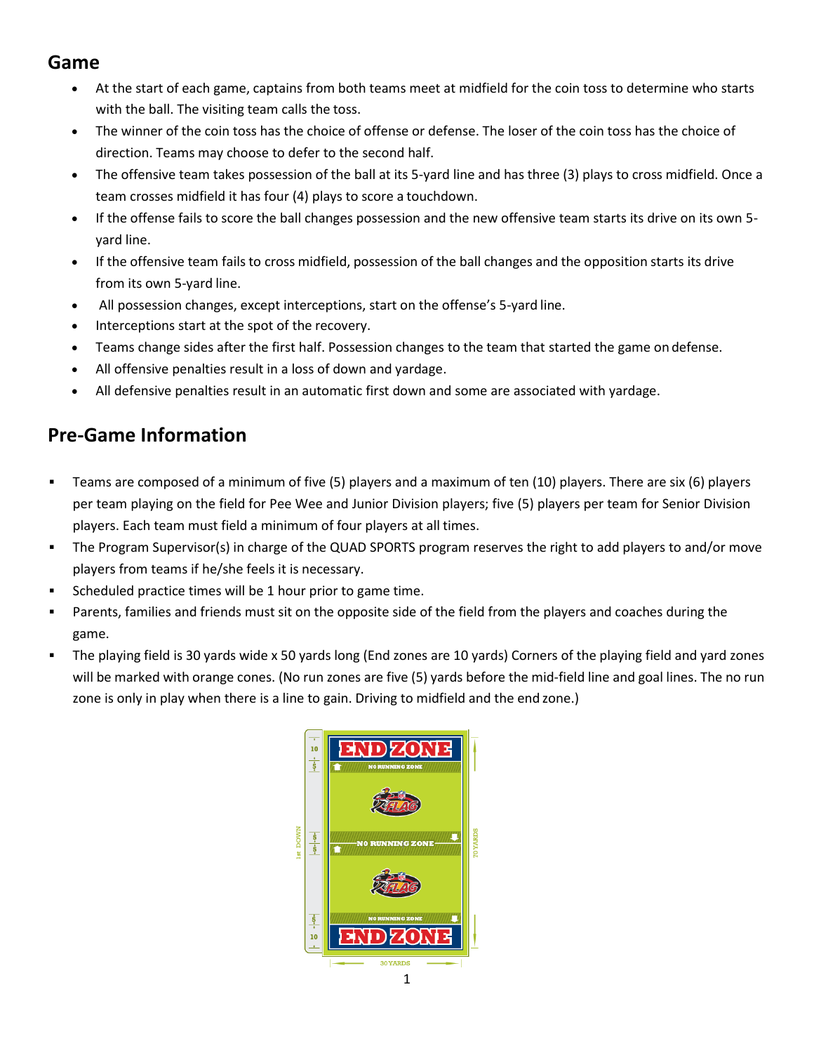## Game

- At the start of each game, captains from both teams meet at midfield for the coin toss to determine who starts with the ball. The visiting team calls the toss.
- The winner of the coin toss has the choice of offense or defense. The loser of the coin toss has the choice of direction. Teams may choose to defer to the second half.
- The offensive team takes possession of the ball at its 5-yard line and has three (3) plays to cross midfield. Once a team crosses midfield it has four (4) plays to score a touchdown.
- If the offense fails to score the ball changes possession and the new offensive team starts its drive on its own 5-yard line.
- If the offensive team fails to cross midfield, possession of the ball changes and the opposition starts its drive from its own 5-yard line.
- All possession changes, except interceptions, start on the offense's 5-yard line.
- Interceptions start at the spot of the recovery.
- Teams change sides after the first half. Possession changes to the team that started the game on defense.
- All offensive penalties result in a loss of down and yardage.
- All defensive penalties result in an automatic first down and some are associated with yardage.

## Pre-Game Information

- Teams are composed of a minimum of five (5) players and a maximum of ten (10) players. There are six (6) players per team playing on the field for Pee Wee and Junior Division players; five (5) players per team for Senior Division players. Each team must field a minimum of four players at all times.
- The Program Supervisor(s) in charge of the QUAD SPORTS program reserves the right to add players to and/or move players from teams if he/she feels it is necessary.
- Scheduled practice times will be 1 hour prior to game time.
- Parents, families and friends must sit on the opposite side of the field from the players and coaches during the game.
- The playing field is 30 yards wide x 50 yards long (End zones are 10 yards) Corners of the playing field and yard zones will be marked with orange cones. (No run zones are five (5) yards before the mid-field line and goal lines. The no run zone is only in play when there is a line to gain. Driving to midfield and the end zone.)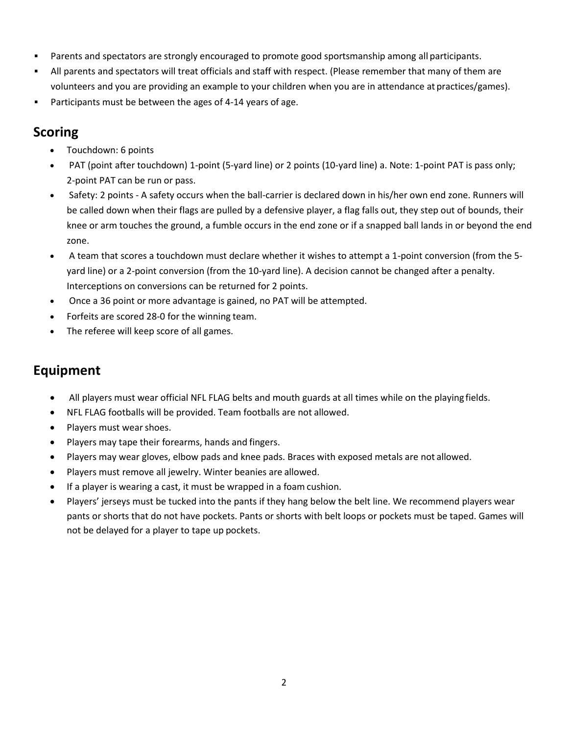- Parents and spectators are strongly encouraged to promote good sportsmanship among all participants.
- All parents and spectators will treat officials and staff with respect. (Please remember that many of them are volunteers and you are providing an example to your children when you are in attendance at practices/games).
- Participants must be between the ages of 4-14 years of age.

## Scoring

- Touchdown: 6 points
- PAT (point after touchdown) 1-point (5-yard line) or 2 points (10-yard line) a. Note: 1-point PAT is pass only; 2-point PAT can be run or pass.
- Safety: 2 points - A safety occurs when the ball-carrier is declared down in his/her own end zone. Runners will be called down when their flags are pulled by a defensive player, a flag falls out, they step out of bounds, their knee or arm touches the ground, a fumble occurs in the end zone or if a snapped ball lands in or beyond the end zone.
- A team that scores a touchdown must declare whether it wishes to attempt a 1-point conversion (from the 5-yard line) or a 2-point conversion (from the 10-yard line). A decision cannot be changed after a penalty. Interceptions on conversions can be returned for 2 points.
- Once a 36 point or more advantage is gained, no PAT will be attempted.
- Forfeits are scored 28-0 for the winning team.
- The referee will keep score of all games.

## Equipment

- All players must wear official NFL FLAG belts and mouth guards at all times while on the playing fields.
- NFL FLAG footballs will be provided. Team footballs are not allowed.
- Players must wear shoes.
- Players may tape their forearms, hands and fingers.
- Players may wear gloves, elbow pads and knee pads. Braces with exposed metals are not allowed.
- Players must remove all jewelry. Winter beanies are allowed.
- If a player is wearing a cast, it must be wrapped in a foam cushion.
- Players' jerseys must be tucked into the pants if they hang below the belt line. We recommend players wear pants or shorts that do not have pockets. Pants or shorts with belt loops or pockets must be taped. Games will not be delayed for a player to tape up pockets.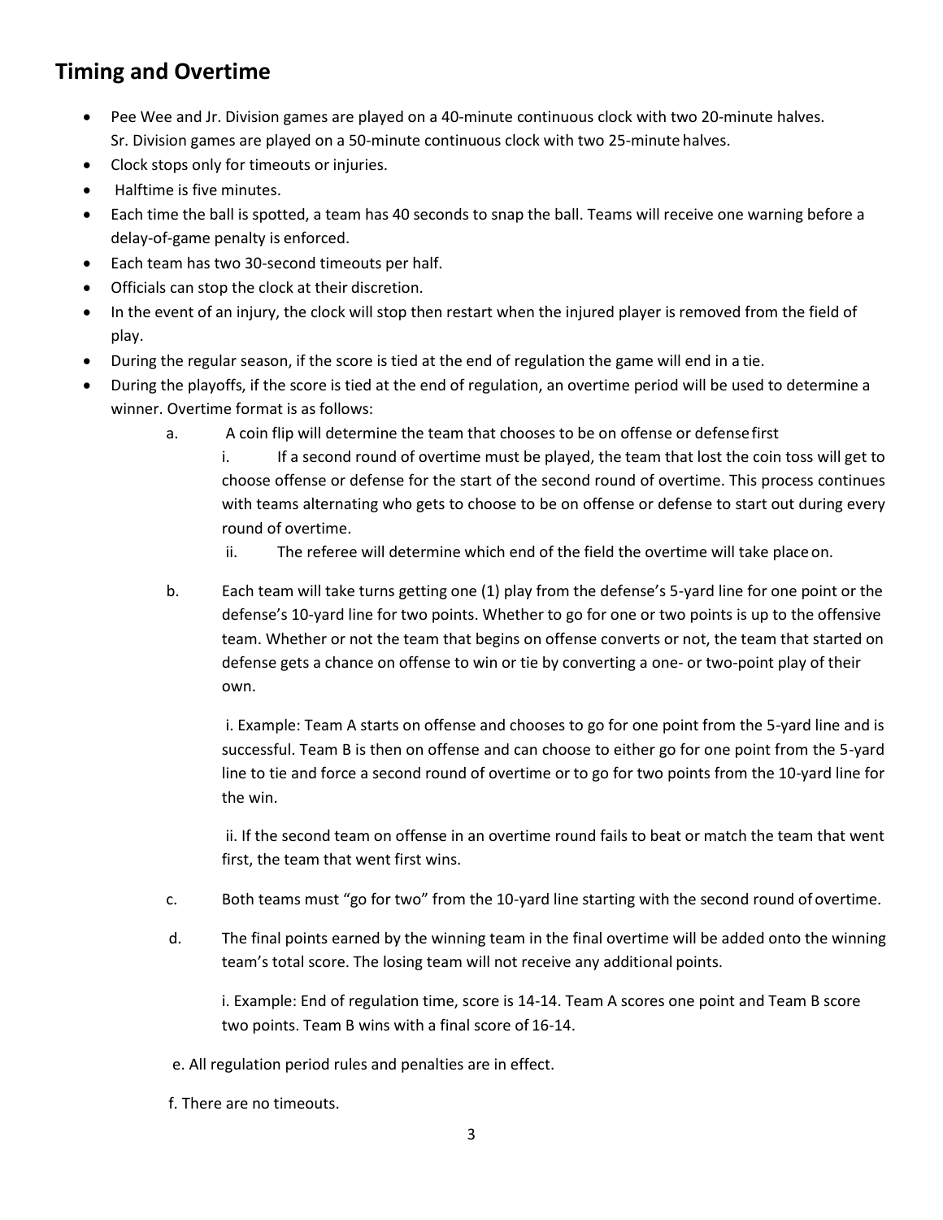## Timing and Overtime

- Pee Wee and Jr. Division games are played on a 40-minute continuous clock with two 20-minute halves. Sr. Division games are played on a 50-minute continuous clock with two 25-minute halves.
- Clock stops only for timeouts or injuries.
- Halftime is five minutes.
- Each time the ball is spotted, a team has 40 seconds to snap the ball. Teams will receive one warning before a delay-of-game penalty is enforced.
- Each team has two 30-second timeouts per half.
- Officials can stop the clock at their discretion.
- In the event of an injury, the clock will stop then restart when the injured player is removed from the field of play.
- During the regular season, if the score is tied at the end of regulation the game will end in a tie.
- During the playoffs, if the score is tied at the end of regulation, an overtime period will be used to determine a winner. Overtime format is as follows:

  a. A coin flip will determine the team that chooses to be on offense or defense first

     i. If a second round of overtime must be played, the team that lost the coin toss will get to choose offense or defense for the start of the second round of overtime. This process continues with teams alternating who gets to choose to be on offense or defense to start out during every round of overtime.

     ii. The referee will determine which end of the field the overtime will take place on.

  b. Each team will take turns getting one (1) play from the defense's 5-yard line for one point or the defense's 10-yard line for two points. Whether to go for one or two points is up to the offensive team. Whether or not the team that begins on offense converts or not, the team that started on defense gets a chance on offense to win or tie by converting a one- or two-point play of their own.

     i. Example: Team A starts on offense and chooses to go for one point from the 5-yard line and is successful. Team B is then on offense and can choose to either go for one point from the 5-yard line to tie and force a second round of overtime or to go for two points from the 10-yard line for the win.

     ii. If the second team on offense in an overtime round fails to beat or match the team that went first, the team that went first wins.

  c. Both teams must "go for two" from the 10-yard line starting with the second round of overtime.

  d. The final points earned by the winning team in the final overtime will be added onto the winning team's total score. The losing team will not receive any additional points.

     i. Example: End of regulation time, score is 14-14. Team A scores one point and Team B score two points. Team B wins with a final score of 16-14.

  e. All regulation period rules and penalties are in effect.

  f. There are no timeouts.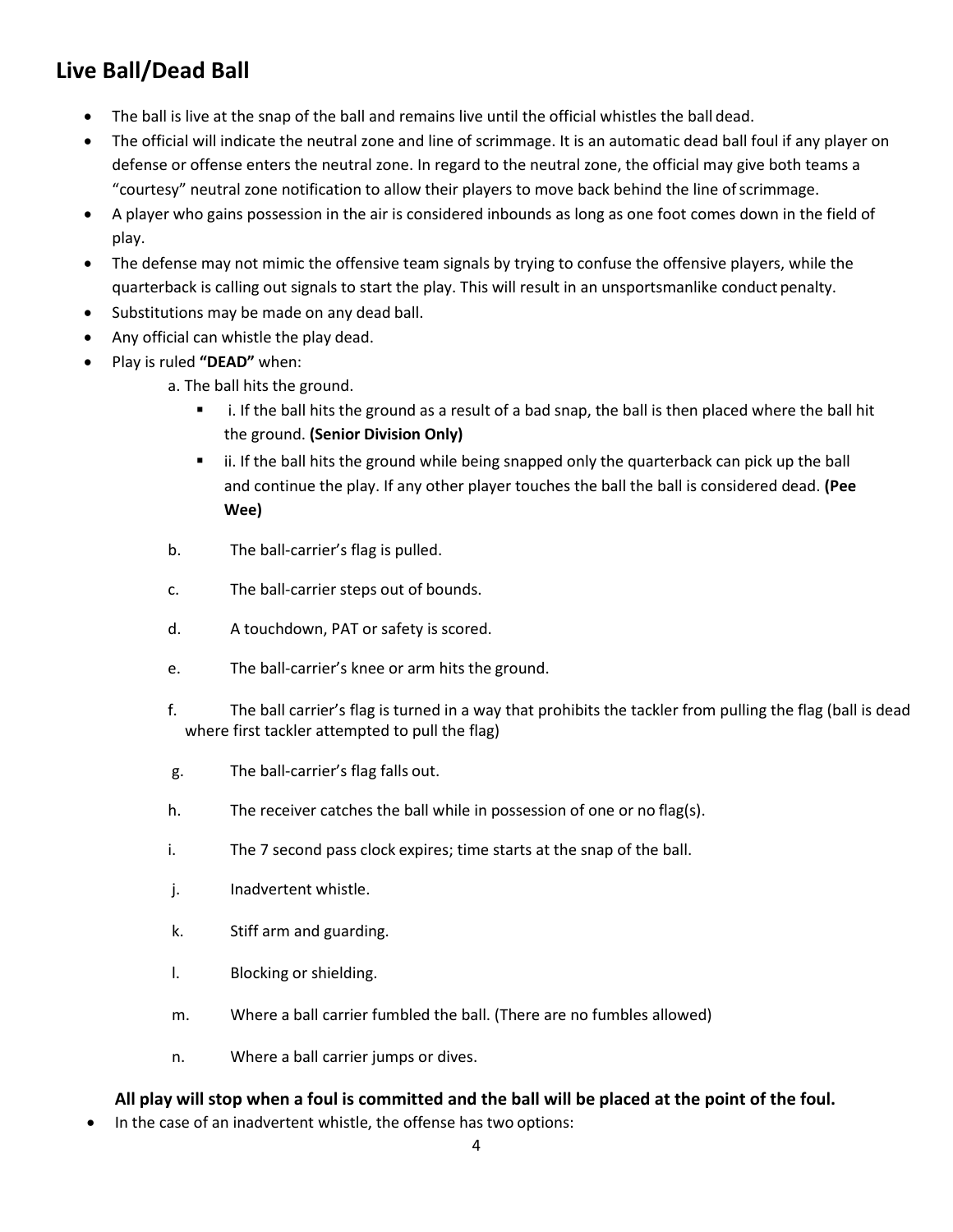## Live Ball/Dead Ball

- The ball is live at the snap of the ball and remains live until the official whistles the ball dead.
- The official will indicate the neutral zone and line of scrimmage. It is an automatic dead ball foul if any player on defense or offense enters the neutral zone. In regard to the neutral zone, the official may give both teams a "courtesy" neutral zone notification to allow their players to move back behind the line of scrimmage.
- A player who gains possession in the air is considered inbounds as long as one foot comes down in the field of play.
- The defense may not mimic the offensive team signals by trying to confuse the offensive players, while the quarterback is calling out signals to start the play. This will result in an unsportsmanlike conduct penalty.
- Substitutions may be made on any dead ball.
- Any official can whistle the play dead.
- Play is ruled **"DEAD"** when:

  a. The ball hits the ground.
  - i. If the ball hits the ground as a result of a bad snap, the ball is then placed where the ball hit the ground. **(Senior Division Only)**
  - ii. If the ball hits the ground while being snapped only the quarterback can pick up the ball and continue the play. If any other player touches the ball the ball is considered dead. **(Pee Wee)**

  b. The ball-carrier's flag is pulled.

  c. The ball-carrier steps out of bounds.

  d. A touchdown, PAT or safety is scored.

  e. The ball-carrier's knee or arm hits the ground.

  f. The ball carrier's flag is turned in a way that prohibits the tackler from pulling the flag (ball is dead where first tackler attempted to pull the flag)

  g. The ball-carrier's flag falls out.

  h. The receiver catches the ball while in possession of one or no flag(s).

  i. The 7 second pass clock expires; time starts at the snap of the ball.

  j. Inadvertent whistle.

  k. Stiff arm and guarding.

  l. Blocking or shielding.

  m. Where a ball carrier fumbled the ball. (There are no fumbles allowed)

  n. Where a ball carrier jumps or dives.

**All play will stop when a foul is committed and the ball will be placed at the point of the foul.**

- In the case of an inadvertent whistle, the offense has two options: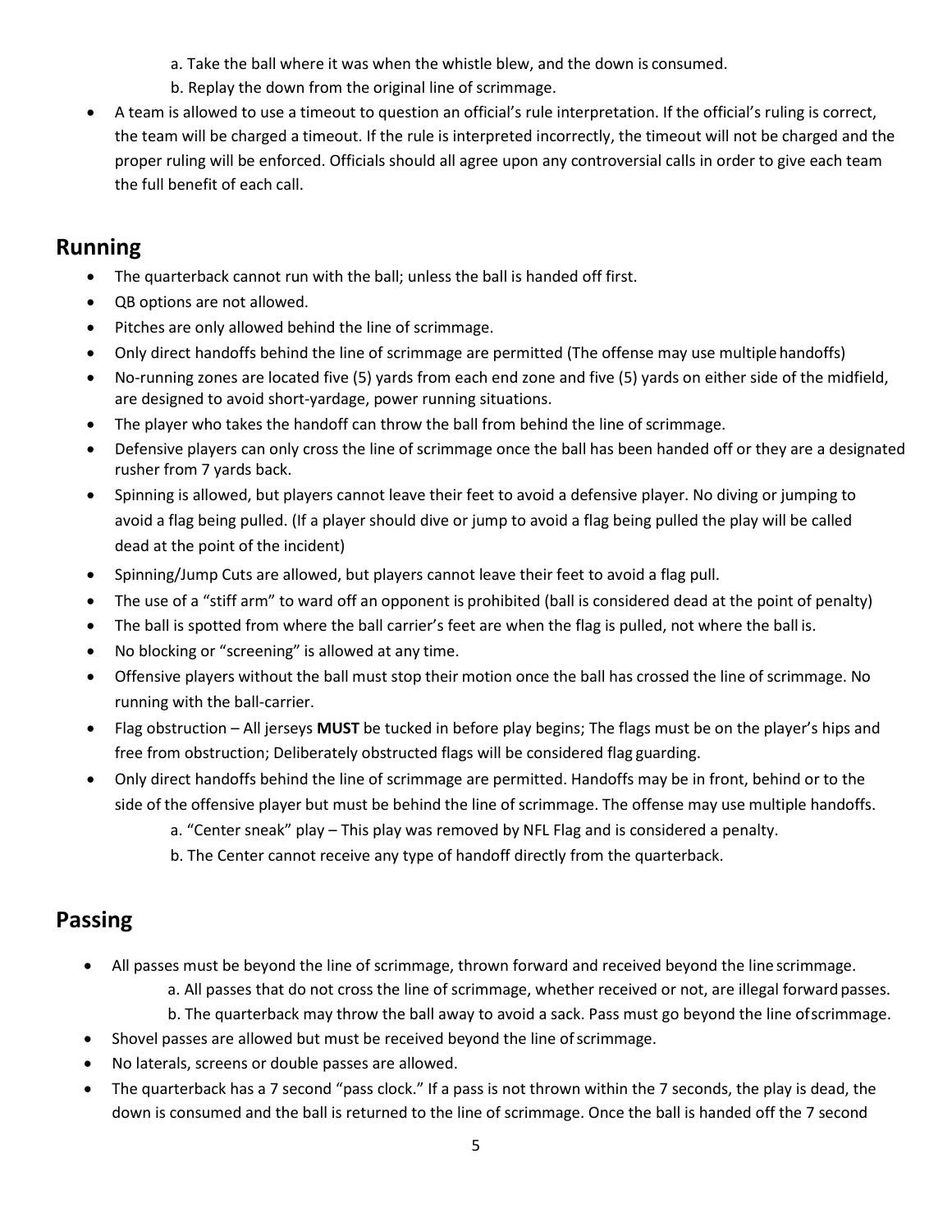a. Take the ball where it was when the whistle blew, and the down is consumed.

b. Replay the down from the original line of scrimmage.

- A team is allowed to use a timeout to question an official's rule interpretation. If the official's ruling is correct, the team will be charged a timeout. If the rule is interpreted incorrectly, the timeout will not be charged and the proper ruling will be enforced. Officials should all agree upon any controversial calls in order to give each team the full benefit of each call.

## Running

- The quarterback cannot run with the ball; unless the ball is handed off first.
- QB options are not allowed.
- Pitches are only allowed behind the line of scrimmage.
- Only direct handoffs behind the line of scrimmage are permitted (The offense may use multiple handoffs)
- No-running zones are located five (5) yards from each end zone and five (5) yards on either side of the midfield, are designed to avoid short-yardage, power running situations.
- The player who takes the handoff can throw the ball from behind the line of scrimmage.
- Defensive players can only cross the line of scrimmage once the ball has been handed off or they are a designated rusher from 7 yards back.
- Spinning is allowed, but players cannot leave their feet to avoid a defensive player. No diving or jumping to avoid a flag being pulled. (If a player should dive or jump to avoid a flag being pulled the play will be called dead at the point of the incident)
- Spinning/Jump Cuts are allowed, but players cannot leave their feet to avoid a flag pull.
- The use of a "stiff arm" to ward off an opponent is prohibited (ball is considered dead at the point of penalty)
- The ball is spotted from where the ball carrier's feet are when the flag is pulled, not where the ball is.
- No blocking or "screening" is allowed at any time.
- Offensive players without the ball must stop their motion once the ball has crossed the line of scrimmage. No running with the ball-carrier.
- Flag obstruction – All jerseys **MUST** be tucked in before play begins; The flags must be on the player's hips and free from obstruction; Deliberately obstructed flags will be considered flag guarding.
- Only direct handoffs behind the line of scrimmage are permitted. Handoffs may be in front, behind or to the side of the offensive player but must be behind the line of scrimmage. The offense may use multiple handoffs.
  - a. "Center sneak" play – This play was removed by NFL Flag and is considered a penalty.
  - b. The Center cannot receive any type of handoff directly from the quarterback.

## Passing

- All passes must be beyond the line of scrimmage, thrown forward and received beyond the line scrimmage.
  - a. All passes that do not cross the line of scrimmage, whether received or not, are illegal forward passes.
  - b. The quarterback may throw the ball away to avoid a sack. Pass must go beyond the line of scrimmage.
- Shovel passes are allowed but must be received beyond the line of scrimmage.
- No laterals, screens or double passes are allowed.
- The quarterback has a 7 second "pass clock." If a pass is not thrown within the 7 seconds, the play is dead, the down is consumed and the ball is returned to the line of scrimmage. Once the ball is handed off the 7 second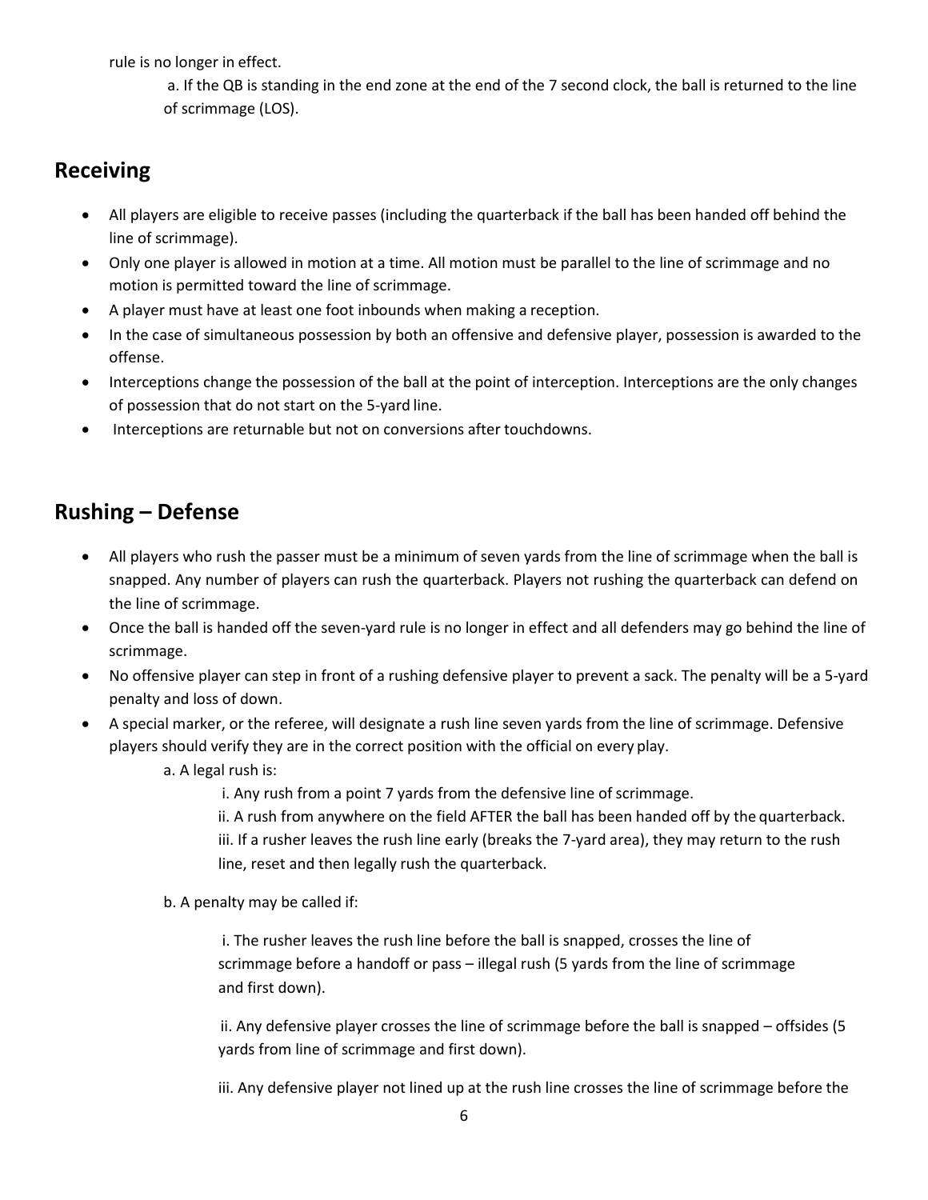rule is no longer in effect.

a. If the QB is standing in the end zone at the end of the 7 second clock, the ball is returned to the line of scrimmage (LOS).

## Receiving

- All players are eligible to receive passes (including the quarterback if the ball has been handed off behind the line of scrimmage).
- Only one player is allowed in motion at a time. All motion must be parallel to the line of scrimmage and no motion is permitted toward the line of scrimmage.
- A player must have at least one foot inbounds when making a reception.
- In the case of simultaneous possession by both an offensive and defensive player, possession is awarded to the offense.
- Interceptions change the possession of the ball at the point of interception. Interceptions are the only changes of possession that do not start on the 5-yard line.
- Interceptions are returnable but not on conversions after touchdowns.

## Rushing – Defense

- All players who rush the passer must be a minimum of seven yards from the line of scrimmage when the ball is snapped. Any number of players can rush the quarterback. Players not rushing the quarterback can defend on the line of scrimmage.
- Once the ball is handed off the seven-yard rule is no longer in effect and all defenders may go behind the line of scrimmage.
- No offensive player can step in front of a rushing defensive player to prevent a sack. The penalty will be a 5-yard penalty and loss of down.
- A special marker, or the referee, will designate a rush line seven yards from the line of scrimmage. Defensive players should verify they are in the correct position with the official on every play.

  a. A legal rush is:

  i. Any rush from a point 7 yards from the defensive line of scrimmage.
  ii. A rush from anywhere on the field AFTER the ball has been handed off by the quarterback.
  iii. If a rusher leaves the rush line early (breaks the 7-yard area), they may return to the rush line, reset and then legally rush the quarterback.

  b. A penalty may be called if:

  i. The rusher leaves the rush line before the ball is snapped, crosses the line of scrimmage before a handoff or pass – illegal rush (5 yards from the line of scrimmage and first down).

  ii. Any defensive player crosses the line of scrimmage before the ball is snapped – offsides (5 yards from line of scrimmage and first down).

  iii. Any defensive player not lined up at the rush line crosses the line of scrimmage before the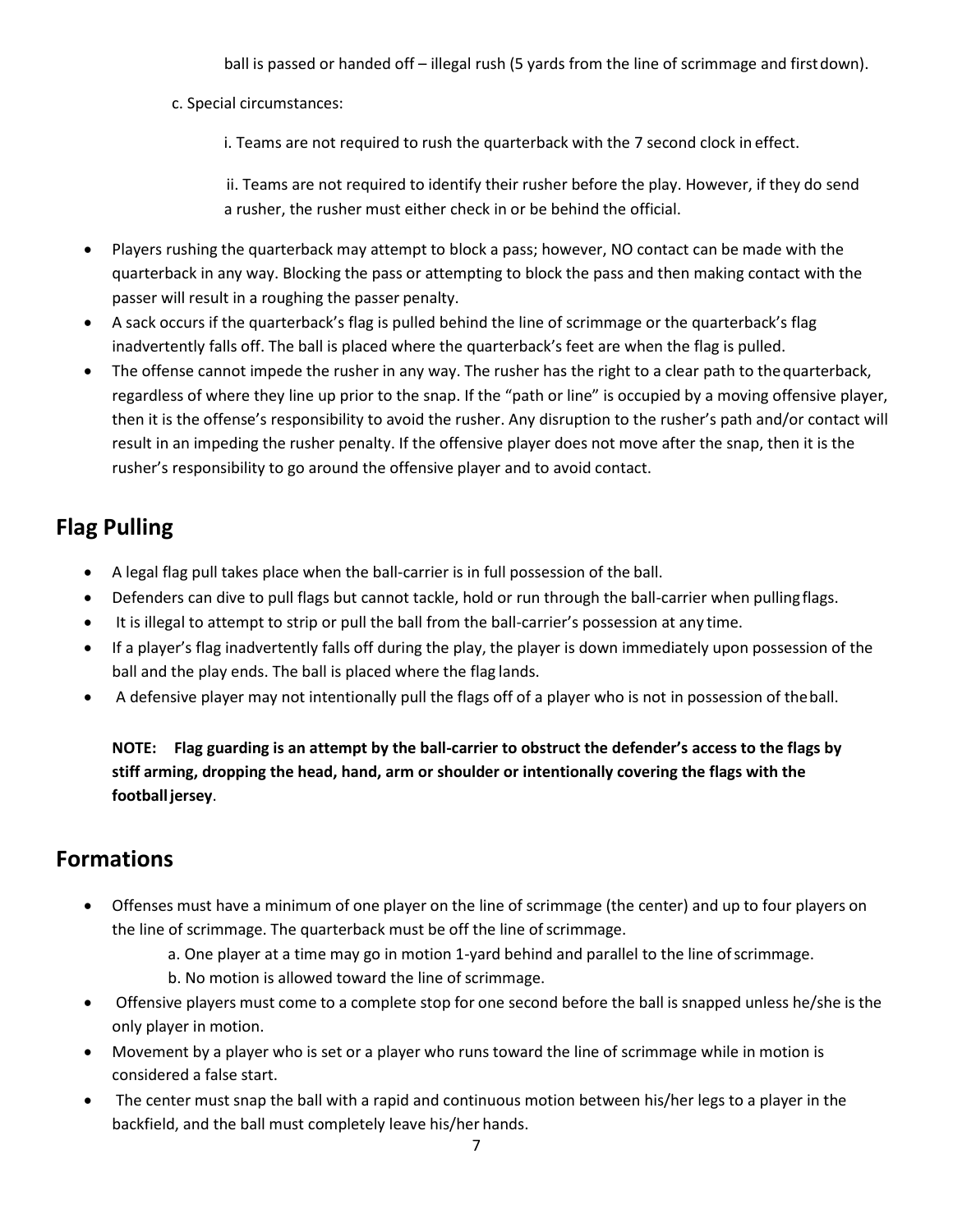ball is passed or handed off – illegal rush (5 yards from the line of scrimmage and first down).

c. Special circumstances:

i. Teams are not required to rush the quarterback with the 7 second clock in effect.

ii. Teams are not required to identify their rusher before the play. However, if they do send a rusher, the rusher must either check in or be behind the official.

- Players rushing the quarterback may attempt to block a pass; however, NO contact can be made with the quarterback in any way. Blocking the pass or attempting to block the pass and then making contact with the passer will result in a roughing the passer penalty.
- A sack occurs if the quarterback's flag is pulled behind the line of scrimmage or the quarterback's flag inadvertently falls off. The ball is placed where the quarterback's feet are when the flag is pulled.
- The offense cannot impede the rusher in any way. The rusher has the right to a clear path to the quarterback, regardless of where they line up prior to the snap. If the "path or line" is occupied by a moving offensive player, then it is the offense's responsibility to avoid the rusher. Any disruption to the rusher's path and/or contact will result in an impeding the rusher penalty. If the offensive player does not move after the snap, then it is the rusher's responsibility to go around the offensive player and to avoid contact.

## Flag Pulling

- A legal flag pull takes place when the ball-carrier is in full possession of the ball.
- Defenders can dive to pull flags but cannot tackle, hold or run through the ball-carrier when pulling flags.
- It is illegal to attempt to strip or pull the ball from the ball-carrier's possession at any time.
- If a player's flag inadvertently falls off during the play, the player is down immediately upon possession of the ball and the play ends. The ball is placed where the flag lands.
- A defensive player may not intentionally pull the flags off of a player who is not in possession of the ball.

**NOTE: Flag guarding is an attempt by the ball-carrier to obstruct the defender's access to the flags by stiff arming, dropping the head, hand, arm or shoulder or intentionally covering the flags with the football jersey**.

## Formations

- Offenses must have a minimum of one player on the line of scrimmage (the center) and up to four players on the line of scrimmage. The quarterback must be off the line of scrimmage.
  - a. One player at a time may go in motion 1-yard behind and parallel to the line of scrimmage.
  - b. No motion is allowed toward the line of scrimmage.
- Offensive players must come to a complete stop for one second before the ball is snapped unless he/she is the only player in motion.
- Movement by a player who is set or a player who runs toward the line of scrimmage while in motion is considered a false start.
- The center must snap the ball with a rapid and continuous motion between his/her legs to a player in the backfield, and the ball must completely leave his/her hands.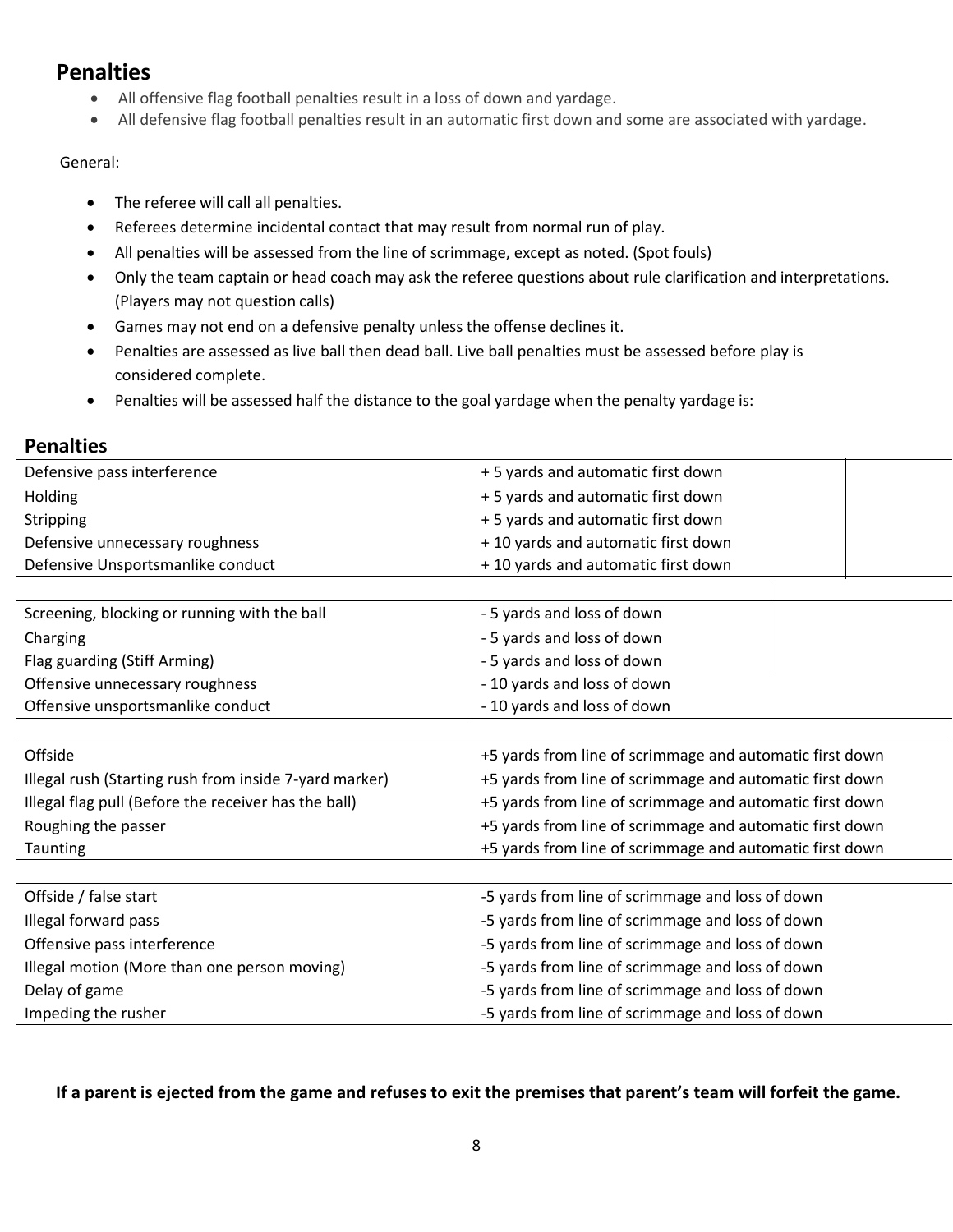## Penalties

- All offensive flag football penalties result in a loss of down and yardage.
- All defensive flag football penalties result in an automatic first down and some are associated with yardage.

General:

- The referee will call all penalties.
- Referees determine incidental contact that may result from normal run of play.
- All penalties will be assessed from the line of scrimmage, except as noted. (Spot fouls)
- Only the team captain or head coach may ask the referee questions about rule clarification and interpretations. (Players may not question calls)
- Games may not end on a defensive penalty unless the offense declines it.
- Penalties are assessed as live ball then dead ball. Live ball penalties must be assessed before play is considered complete.
- Penalties will be assessed half the distance to the goal yardage when the penalty yardage is:

## Penalties

| | |
|---|---|
| Defensive pass interference | + 5 yards and automatic first down |
| Holding | + 5 yards and automatic first down |
| Stripping | + 5 yards and automatic first down |
| Defensive unnecessary roughness | + 10 yards and automatic first down |
| Defensive Unsportsmanlike conduct | + 10 yards and automatic first down |

| | |
|---|---|
| Screening, blocking or running with the ball | - 5 yards and loss of down |
| Charging | - 5 yards and loss of down |
| Flag guarding (Stiff Arming) | - 5 yards and loss of down |
| Offensive unnecessary roughness | - 10 yards and loss of down |
| Offensive unsportsmanlike conduct | - 10 yards and loss of down |

| | |
|---|---|
| Offside | +5 yards from line of scrimmage and automatic first down |
| Illegal rush (Starting rush from inside 7-yard marker) | +5 yards from line of scrimmage and automatic first down |
| Illegal flag pull (Before the receiver has the ball) | +5 yards from line of scrimmage and automatic first down |
| Roughing the passer | +5 yards from line of scrimmage and automatic first down |
| Taunting | +5 yards from line of scrimmage and automatic first down |

| | |
|---|---|
| Offside / false start | -5 yards from line of scrimmage and loss of down |
| Illegal forward pass | -5 yards from line of scrimmage and loss of down |
| Offensive pass interference | -5 yards from line of scrimmage and loss of down |
| Illegal motion (More than one person moving) | -5 yards from line of scrimmage and loss of down |
| Delay of game | -5 yards from line of scrimmage and loss of down |
| Impeding the rusher | -5 yards from line of scrimmage and loss of down |

**If a parent is ejected from the game and refuses to exit the premises that parent's team will forfeit the game.**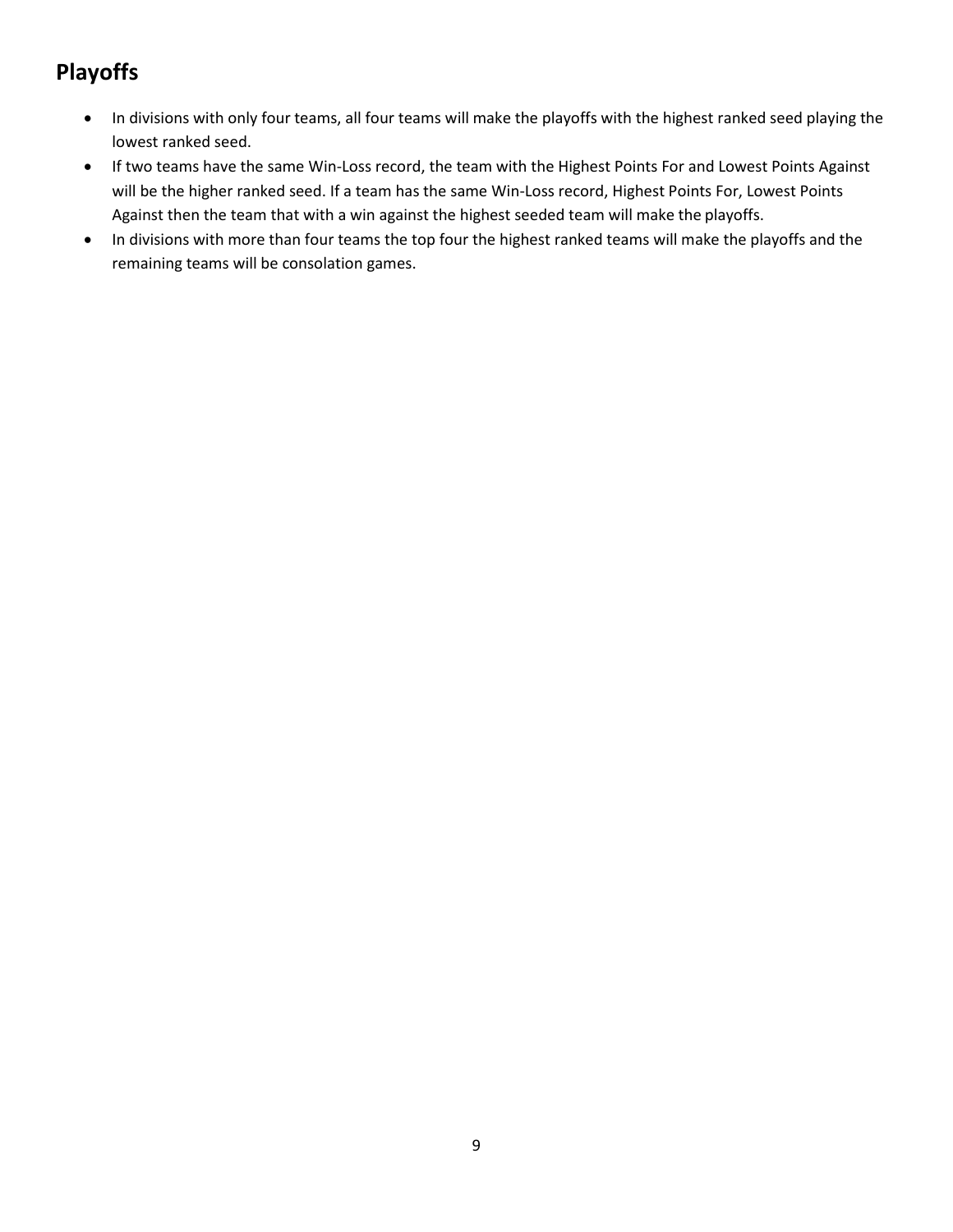## Playoffs

- In divisions with only four teams, all four teams will make the playoffs with the highest ranked seed playing the lowest ranked seed.
- If two teams have the same Win-Loss record, the team with the Highest Points For and Lowest Points Against will be the higher ranked seed. If a team has the same Win-Loss record, Highest Points For, Lowest Points Against then the team that with a win against the highest seeded team will make the playoffs.
- In divisions with more than four teams the top four the highest ranked teams will make the playoffs and the remaining teams will be consolation games.